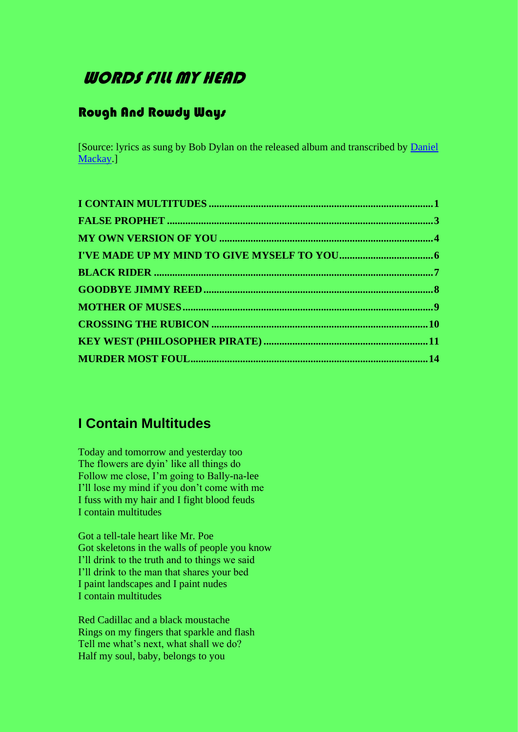# WORDS FILL MY HEAD

## Rough And Rowdy Ways

[Source: lyrics as sung by Bob Dylan on the released album and transcribed by [Daniel Mackay](#).]

- **I CONTAIN MULTITUDES** ........ 1
- **FALSE PROPHET** ........ 3
- **MY OWN VERSION OF YOU** ........ 4
- **I'VE MADE UP MY MIND TO GIVE MYSELF TO YOU** ........ 6
- **BLACK RIDER** ........ 7
- **GOODBYE JIMMY REED** ........ 8
- **MOTHER OF MUSES** ........ 9
- **CROSSING THE RUBICON** ........ 10
- **KEY WEST (PHILOSOPHER PIRATE)** ........ 11
- **MURDER MOST FOUL** ........ 14

## I Contain Multitudes

Today and tomorrow and yesterday too
The flowers are dyin' like all things do
Follow me close, I'm going to Bally-na-lee
I'll lose my mind if you don't come with me
I fuss with my hair and I fight blood feuds
I contain multitudes

Got a tell-tale heart like Mr. Poe
Got skeletons in the walls of people you know
I'll drink to the truth and to things we said
I'll drink to the man that shares your bed
I paint landscapes and I paint nudes
I contain multitudes

Red Cadillac and a black moustache
Rings on my fingers that sparkle and flash
Tell me what's next, what shall we do?
Half my soul, baby, belongs to you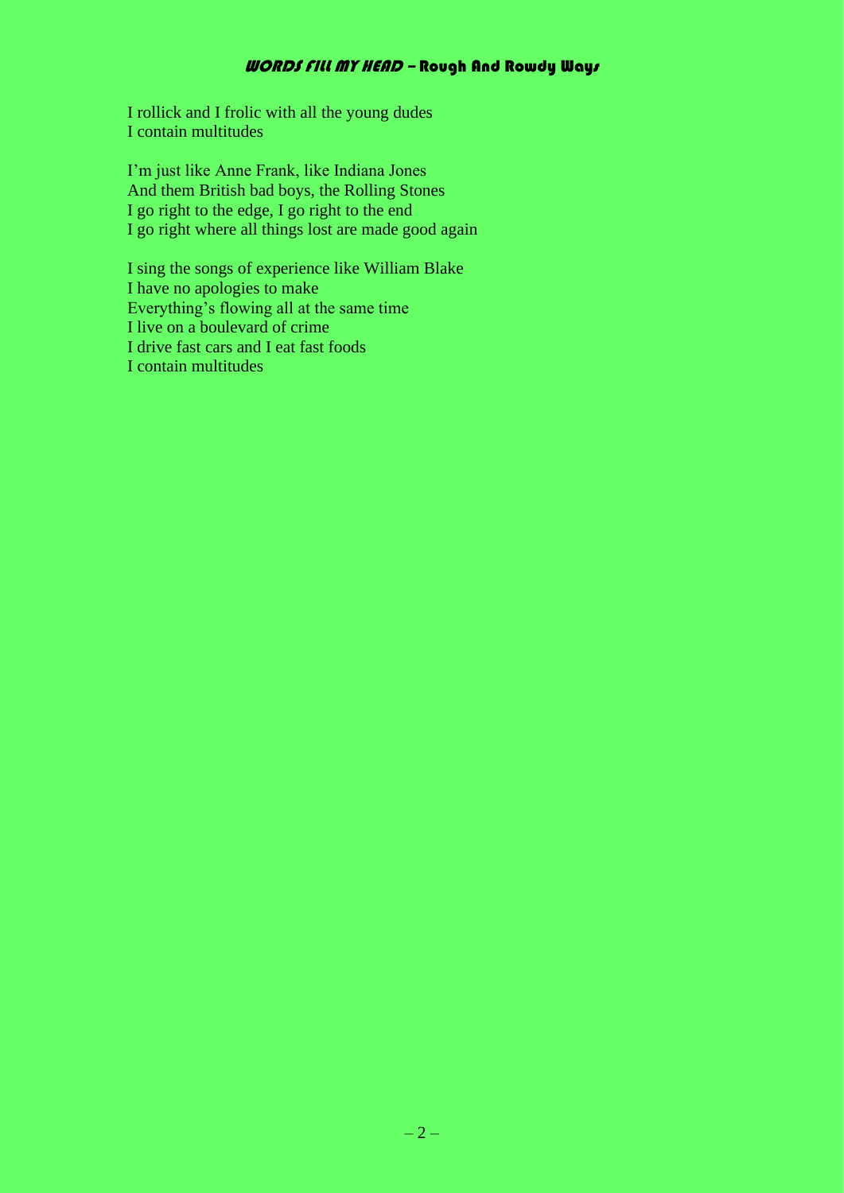I rollick and I frolic with all the young dudes
I contain multitudes

I'm just like Anne Frank, like Indiana Jones
And them British bad boys, the Rolling Stones
I go right to the edge, I go right to the end
I go right where all things lost are made good again

I sing the songs of experience like William Blake
I have no apologies to make
Everything's flowing all at the same time
I live on a boulevard of crime
I drive fast cars and I eat fast foods
I contain multitudes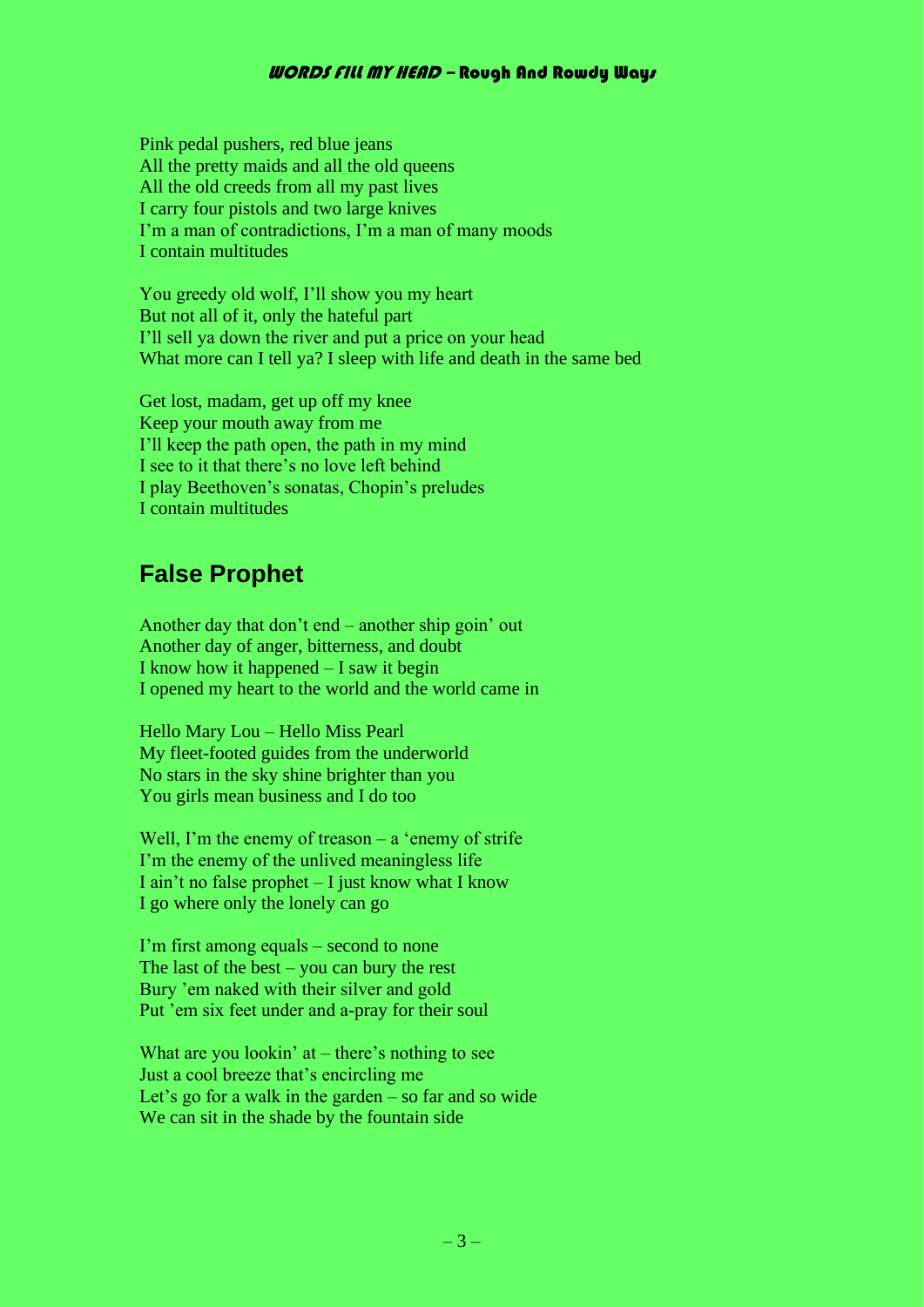Pink pedal pushers, red blue jeans
All the pretty maids and all the old queens
All the old creeds from all my past lives
I carry four pistols and two large knives
I'm a man of contradictions, I'm a man of many moods
I contain multitudes

You greedy old wolf, I'll show you my heart
But not all of it, only the hateful part
I'll sell ya down the river and put a price on your head
What more can I tell ya? I sleep with life and death in the same bed

Get lost, madam, get up off my knee
Keep your mouth away from me
I'll keep the path open, the path in my mind
I see to it that there's no love left behind
I play Beethoven's sonatas, Chopin's preludes
I contain multitudes

## False Prophet

Another day that don't end – another ship goin' out
Another day of anger, bitterness, and doubt
I know how it happened – I saw it begin
I opened my heart to the world and the world came in

Hello Mary Lou – Hello Miss Pearl
My fleet-footed guides from the underworld
No stars in the sky shine brighter than you
You girls mean business and I do too

Well, I'm the enemy of treason – a 'enemy of strife
I'm the enemy of the unlived meaningless life
I ain't no false prophet – I just know what I know
I go where only the lonely can go

I'm first among equals – second to none
The last of the best – you can bury the rest
Bury 'em naked with their silver and gold
Put 'em six feet under and a-pray for their soul

What are you lookin' at – there's nothing to see
Just a cool breeze that's encircling me
Let's go for a walk in the garden – so far and so wide
We can sit in the shade by the fountain side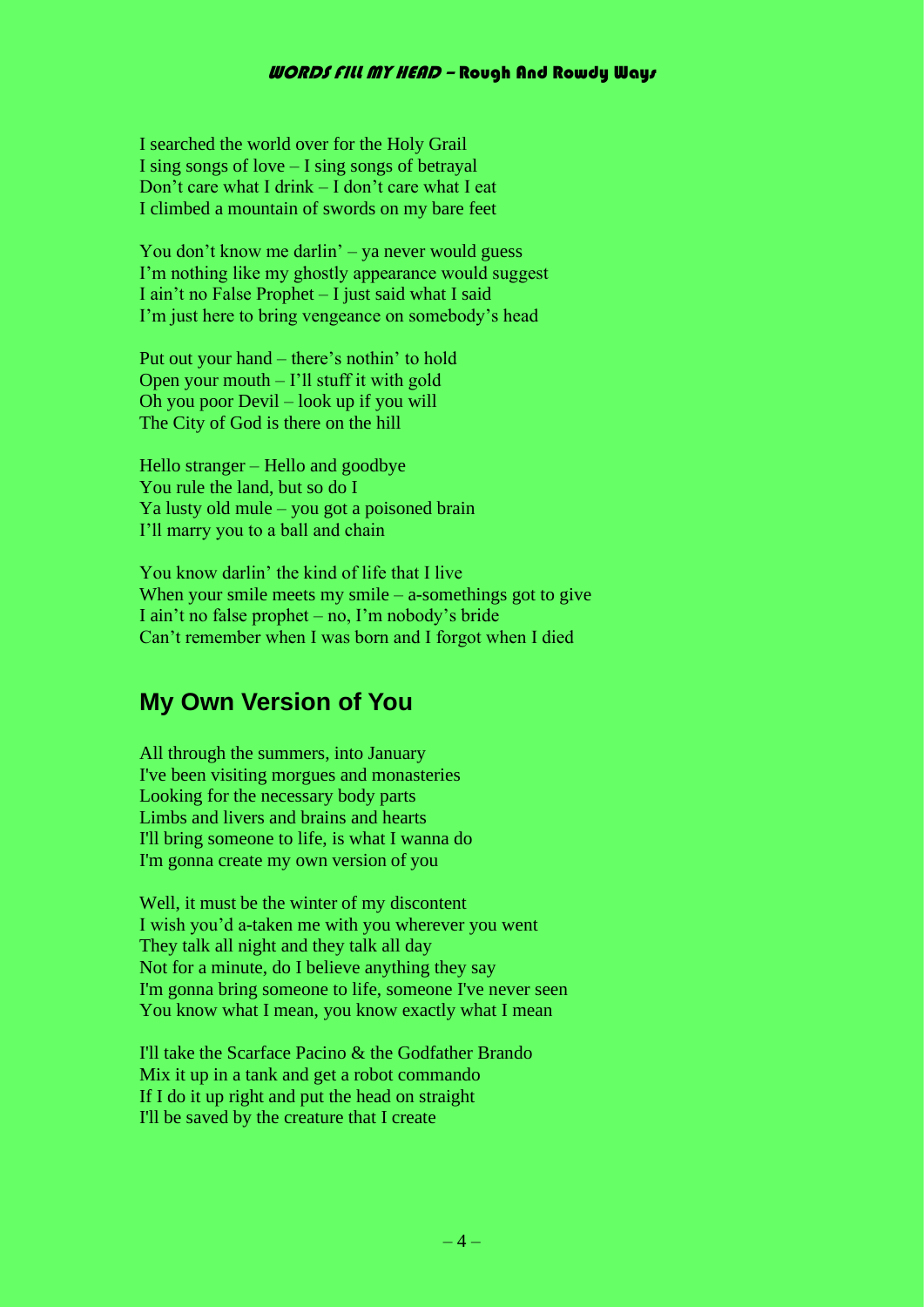I searched the world over for the Holy Grail
I sing songs of love – I sing songs of betrayal
Don't care what I drink – I don't care what I eat
I climbed a mountain of swords on my bare feet

You don't know me darlin' – ya never would guess
I'm nothing like my ghostly appearance would suggest
I ain't no False Prophet – I just said what I said
I'm just here to bring vengeance on somebody's head

Put out your hand – there's nothin' to hold
Open your mouth – I'll stuff it with gold
Oh you poor Devil – look up if you will
The City of God is there on the hill

Hello stranger – Hello and goodbye
You rule the land, but so do I
Ya lusty old mule – you got a poisoned brain
I'll marry you to a ball and chain

You know darlin' the kind of life that I live
When your smile meets my smile – a-somethings got to give
I ain't no false prophet – no, I'm nobody's bride
Can't remember when I was born and I forgot when I died

## My Own Version of You

All through the summers, into January
I've been visiting morgues and monasteries
Looking for the necessary body parts
Limbs and livers and brains and hearts
I'll bring someone to life, is what I wanna do
I'm gonna create my own version of you

Well, it must be the winter of my discontent
I wish you'd a-taken me with you wherever you went
They talk all night and they talk all day
Not for a minute, do I believe anything they say
I'm gonna bring someone to life, someone I've never seen
You know what I mean, you know exactly what I mean

I'll take the Scarface Pacino & the Godfather Brando
Mix it up in a tank and get a robot commando
If I do it up right and put the head on straight
I'll be saved by the creature that I create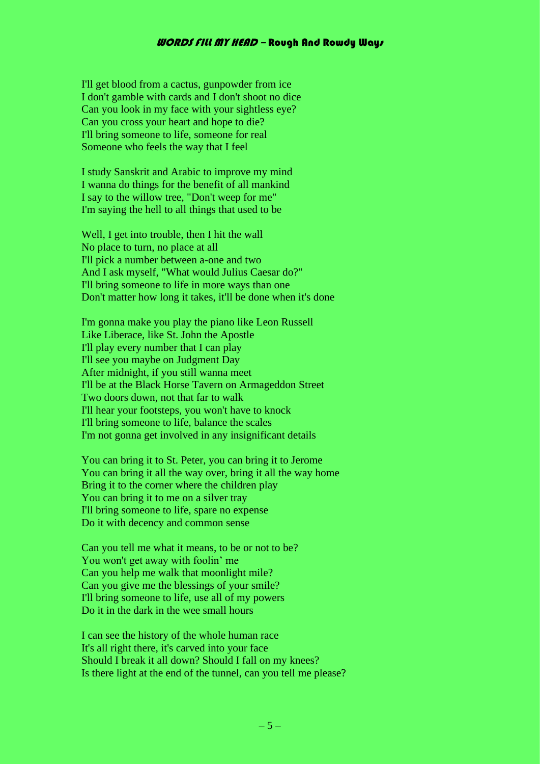I'll get blood from a cactus, gunpowder from ice
I don't gamble with cards and I don't shoot no dice
Can you look in my face with your sightless eye?
Can you cross your heart and hope to die?
I'll bring someone to life, someone for real
Someone who feels the way that I feel

I study Sanskrit and Arabic to improve my mind
I wanna do things for the benefit of all mankind
I say to the willow tree, "Don't weep for me"
I'm saying the hell to all things that used to be

Well, I get into trouble, then I hit the wall
No place to turn, no place at all
I'll pick a number between a-one and two
And I ask myself, "What would Julius Caesar do?"
I'll bring someone to life in more ways than one
Don't matter how long it takes, it'll be done when it's done

I'm gonna make you play the piano like Leon Russell
Like Liberace, like St. John the Apostle
I'll play every number that I can play
I'll see you maybe on Judgment Day
After midnight, if you still wanna meet
I'll be at the Black Horse Tavern on Armageddon Street
Two doors down, not that far to walk
I'll hear your footsteps, you won't have to knock
I'll bring someone to life, balance the scales
I'm not gonna get involved in any insignificant details

You can bring it to St. Peter, you can bring it to Jerome
You can bring it all the way over, bring it all the way home
Bring it to the corner where the children play
You can bring it to me on a silver tray
I'll bring someone to life, spare no expense
Do it with decency and common sense

Can you tell me what it means, to be or not to be?
You won't get away with foolin' me
Can you help me walk that moonlight mile?
Can you give me the blessings of your smile?
I'll bring someone to life, use all of my powers
Do it in the dark in the wee small hours

I can see the history of the whole human race
It's all right there, it's carved into your face
Should I break it all down? Should I fall on my knees?
Is there light at the end of the tunnel, can you tell me please?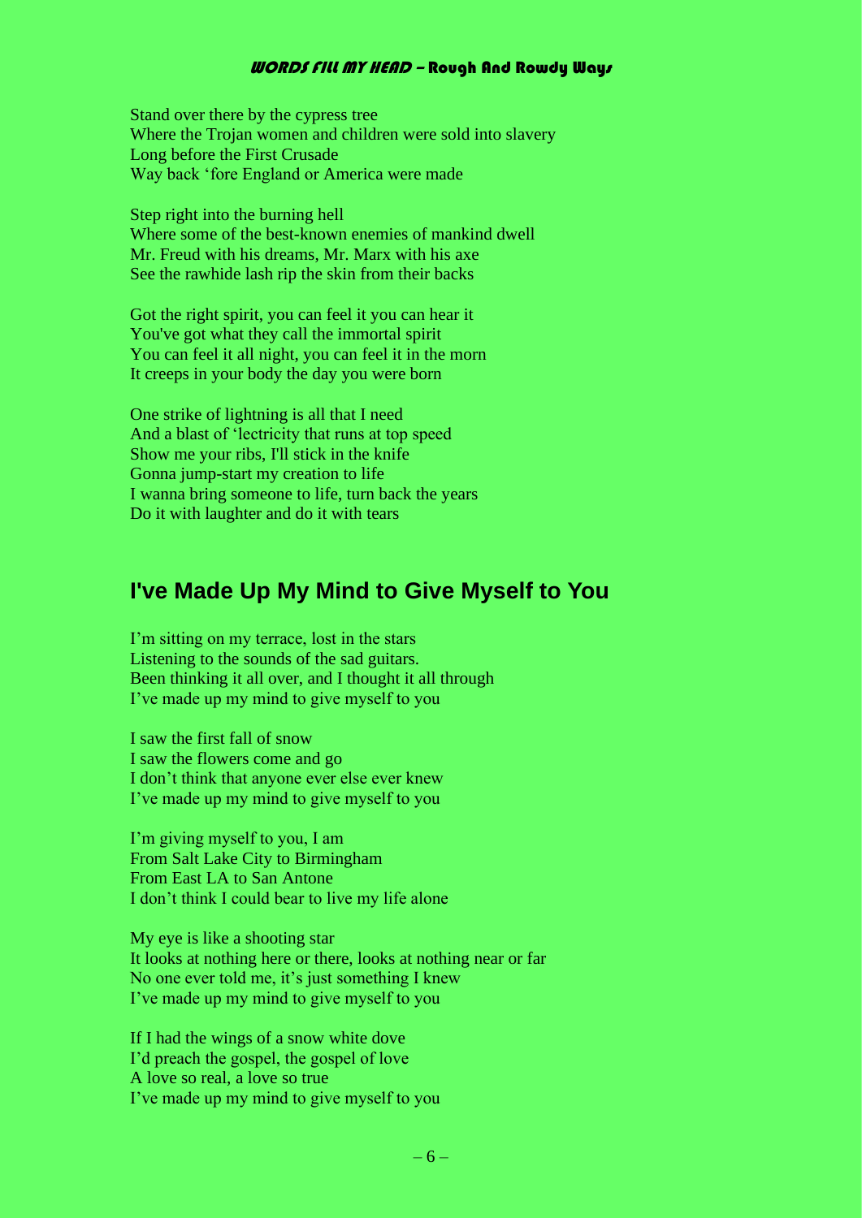Stand over there by the cypress tree
Where the Trojan women and children were sold into slavery
Long before the First Crusade
Way back 'fore England or America were made

Step right into the burning hell
Where some of the best-known enemies of mankind dwell
Mr. Freud with his dreams, Mr. Marx with his axe
See the rawhide lash rip the skin from their backs

Got the right spirit, you can feel it you can hear it
You've got what they call the immortal spirit
You can feel it all night, you can feel it in the morn
It creeps in your body the day you were born

One strike of lightning is all that I need
And a blast of 'lectricity that runs at top speed
Show me your ribs, I'll stick in the knife
Gonna jump-start my creation to life
I wanna bring someone to life, turn back the years
Do it with laughter and do it with tears

## I've Made Up My Mind to Give Myself to You

I'm sitting on my terrace, lost in the stars
Listening to the sounds of the sad guitars.
Been thinking it all over, and I thought it all through
I've made up my mind to give myself to you

I saw the first fall of snow
I saw the flowers come and go
I don't think that anyone ever else ever knew
I've made up my mind to give myself to you

I'm giving myself to you, I am
From Salt Lake City to Birmingham
From East LA to San Antone
I don't think I could bear to live my life alone

My eye is like a shooting star
It looks at nothing here or there, looks at nothing near or far
No one ever told me, it's just something I knew
I've made up my mind to give myself to you

If I had the wings of a snow white dove
I'd preach the gospel, the gospel of love
A love so real, a love so true
I've made up my mind to give myself to you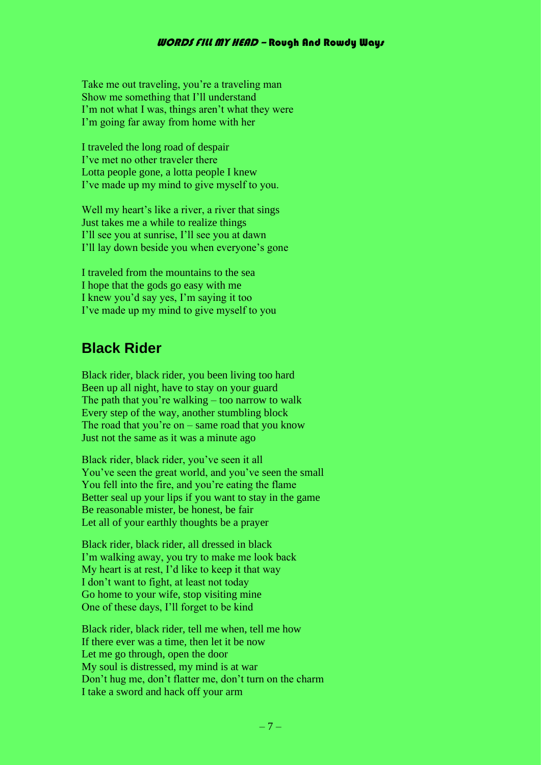Take me out traveling, you're a traveling man
Show me something that I'll understand
I'm not what I was, things aren't what they were
I'm going far away from home with her

I traveled the long road of despair
I've met no other traveler there
Lotta people gone, a lotta people I knew
I've made up my mind to give myself to you.

Well my heart's like a river, a river that sings
Just takes me a while to realize things
I'll see you at sunrise, I'll see you at dawn
I'll lay down beside you when everyone's gone

I traveled from the mountains to the sea
I hope that the gods go easy with me
I knew you'd say yes, I'm saying it too
I've made up my mind to give myself to you

## Black Rider

Black rider, black rider, you been living too hard
Been up all night, have to stay on your guard
The path that you're walking – too narrow to walk
Every step of the way, another stumbling block
The road that you're on – same road that you know
Just not the same as it was a minute ago

Black rider, black rider, you've seen it all
You've seen the great world, and you've seen the small
You fell into the fire, and you're eating the flame
Better seal up your lips if you want to stay in the game
Be reasonable mister, be honest, be fair
Let all of your earthly thoughts be a prayer

Black rider, black rider, all dressed in black
I'm walking away, you try to make me look back
My heart is at rest, I'd like to keep it that way
I don't want to fight, at least not today
Go home to your wife, stop visiting mine
One of these days, I'll forget to be kind

Black rider, black rider, tell me when, tell me how
If there ever was a time, then let it be now
Let me go through, open the door
My soul is distressed, my mind is at war
Don't hug me, don't flatter me, don't turn on the charm
I take a sword and hack off your arm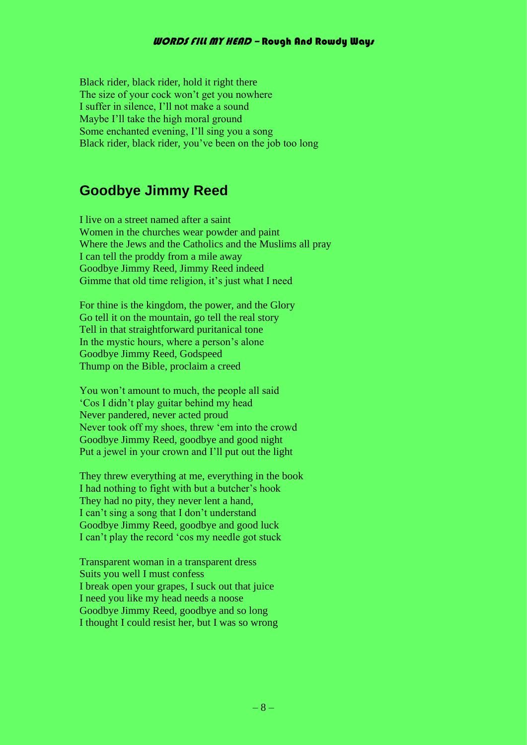Black rider, black rider, hold it right there
The size of your cock won't get you nowhere
I suffer in silence, I'll not make a sound
Maybe I'll take the high moral ground
Some enchanted evening, I'll sing you a song
Black rider, black rider, you've been on the job too long

## Goodbye Jimmy Reed

I live on a street named after a saint
Women in the churches wear powder and paint
Where the Jews and the Catholics and the Muslims all pray
I can tell the proddy from a mile away
Goodbye Jimmy Reed, Jimmy Reed indeed
Gimme that old time religion, it's just what I need

For thine is the kingdom, the power, and the Glory
Go tell it on the mountain, go tell the real story
Tell in that straightforward puritanical tone
In the mystic hours, where a person's alone
Goodbye Jimmy Reed, Godspeed
Thump on the Bible, proclaim a creed

You won't amount to much, the people all said
'Cos I didn't play guitar behind my head
Never pandered, never acted proud
Never took off my shoes, threw 'em into the crowd
Goodbye Jimmy Reed, goodbye and good night
Put a jewel in your crown and I'll put out the light

They threw everything at me, everything in the book
I had nothing to fight with but a butcher's hook
They had no pity, they never lent a hand,
I can't sing a song that I don't understand
Goodbye Jimmy Reed, goodbye and good luck
I can't play the record 'cos my needle got stuck

Transparent woman in a transparent dress
Suits you well I must confess
I break open your grapes, I suck out that juice
I need you like my head needs a noose
Goodbye Jimmy Reed, goodbye and so long
I thought I could resist her, but I was so wrong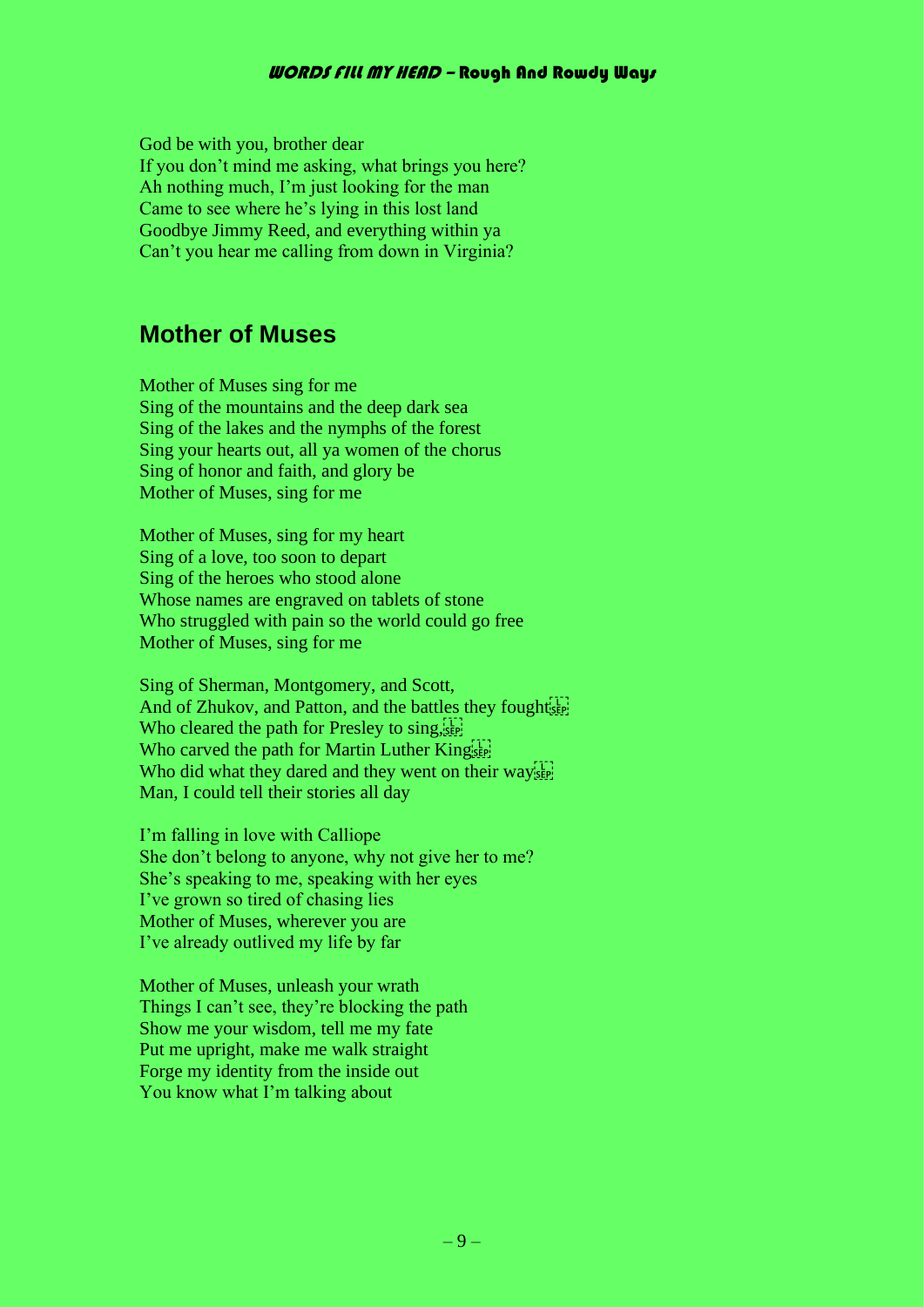God be with you, brother dear
If you don't mind me asking, what brings you here?
Ah nothing much, I'm just looking for the man
Came to see where he's lying in this lost land
Goodbye Jimmy Reed, and everything within ya
Can't you hear me calling from down in Virginia?

## Mother of Muses

Mother of Muses sing for me
Sing of the mountains and the deep dark sea
Sing of the lakes and the nymphs of the forest
Sing your hearts out, all ya women of the chorus
Sing of honor and faith, and glory be
Mother of Muses, sing for me

Mother of Muses, sing for my heart
Sing of a love, too soon to depart
Sing of the heroes who stood alone
Whose names are engraved on tablets of stone
Who struggled with pain so the world could go free
Mother of Muses, sing for me

Sing of Sherman, Montgomery, and Scott,
And of Zhukov, and Patton, and the battles they fought
Who cleared the path for Presley to sing,
Who carved the path for Martin Luther King
Who did what they dared and they went on their way
Man, I could tell their stories all day

I'm falling in love with Calliope
She don't belong to anyone, why not give her to me?
She's speaking to me, speaking with her eyes
I've grown so tired of chasing lies
Mother of Muses, wherever you are
I've already outlived my life by far

Mother of Muses, unleash your wrath
Things I can't see, they're blocking the path
Show me your wisdom, tell me my fate
Put me upright, make me walk straight
Forge my identity from the inside out
You know what I'm talking about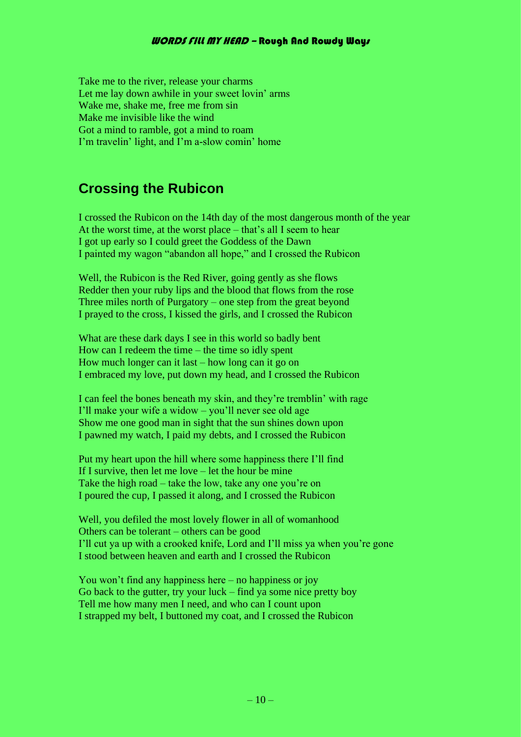Take me to the river, release your charms
Let me lay down awhile in your sweet lovin' arms
Wake me, shake me, free me from sin
Make me invisible like the wind
Got a mind to ramble, got a mind to roam
I'm travelin' light, and I'm a-slow comin' home

## Crossing the Rubicon

I crossed the Rubicon on the 14th day of the most dangerous month of the year
At the worst time, at the worst place – that's all I seem to hear
I got up early so I could greet the Goddess of the Dawn
I painted my wagon "abandon all hope," and I crossed the Rubicon

Well, the Rubicon is the Red River, going gently as she flows
Redder then your ruby lips and the blood that flows from the rose
Three miles north of Purgatory – one step from the great beyond
I prayed to the cross, I kissed the girls, and I crossed the Rubicon

What are these dark days I see in this world so badly bent
How can I redeem the time – the time so idly spent
How much longer can it last – how long can it go on
I embraced my love, put down my head, and I crossed the Rubicon

I can feel the bones beneath my skin, and they're tremblin' with rage
I'll make your wife a widow – you'll never see old age
Show me one good man in sight that the sun shines down upon
I pawned my watch, I paid my debts, and I crossed the Rubicon

Put my heart upon the hill where some happiness there I'll find
If I survive, then let me love – let the hour be mine
Take the high road – take the low, take any one you're on
I poured the cup, I passed it along, and I crossed the Rubicon

Well, you defiled the most lovely flower in all of womanhood
Others can be tolerant – others can be good
I'll cut ya up with a crooked knife, Lord and I'll miss ya when you're gone
I stood between heaven and earth and I crossed the Rubicon

You won't find any happiness here – no happiness or joy
Go back to the gutter, try your luck – find ya some nice pretty boy
Tell me how many men I need, and who can I count upon
I strapped my belt, I buttoned my coat, and I crossed the Rubicon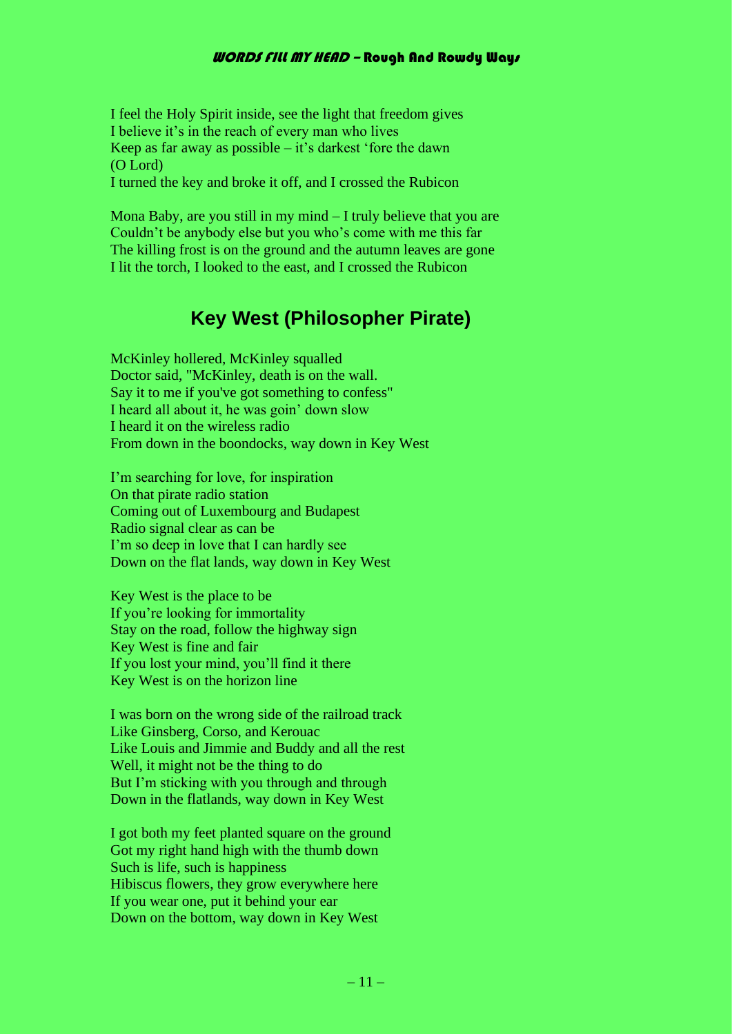I feel the Holy Spirit inside, see the light that freedom gives
I believe it's in the reach of every man who lives
Keep as far away as possible – it's darkest 'fore the dawn
(O Lord)
I turned the key and broke it off, and I crossed the Rubicon

Mona Baby, are you still in my mind – I truly believe that you are
Couldn't be anybody else but you who's come with me this far
The killing frost is on the ground and the autumn leaves are gone
I lit the torch, I looked to the east, and I crossed the Rubicon

## Key West (Philosopher Pirate)

McKinley hollered, McKinley squalled
Doctor said, "McKinley, death is on the wall.
Say it to me if you've got something to confess"
I heard all about it, he was goin' down slow
I heard it on the wireless radio
From down in the boondocks, way down in Key West

I'm searching for love, for inspiration
On that pirate radio station
Coming out of Luxembourg and Budapest
Radio signal clear as can be
I'm so deep in love that I can hardly see
Down on the flat lands, way down in Key West

Key West is the place to be
If you're looking for immortality
Stay on the road, follow the highway sign
Key West is fine and fair
If you lost your mind, you'll find it there
Key West is on the horizon line

I was born on the wrong side of the railroad track
Like Ginsberg, Corso, and Kerouac
Like Louis and Jimmie and Buddy and all the rest
Well, it might not be the thing to do
But I'm sticking with you through and through
Down in the flatlands, way down in Key West

I got both my feet planted square on the ground
Got my right hand high with the thumb down
Such is life, such is happiness
Hibiscus flowers, they grow everywhere here
If you wear one, put it behind your ear
Down on the bottom, way down in Key West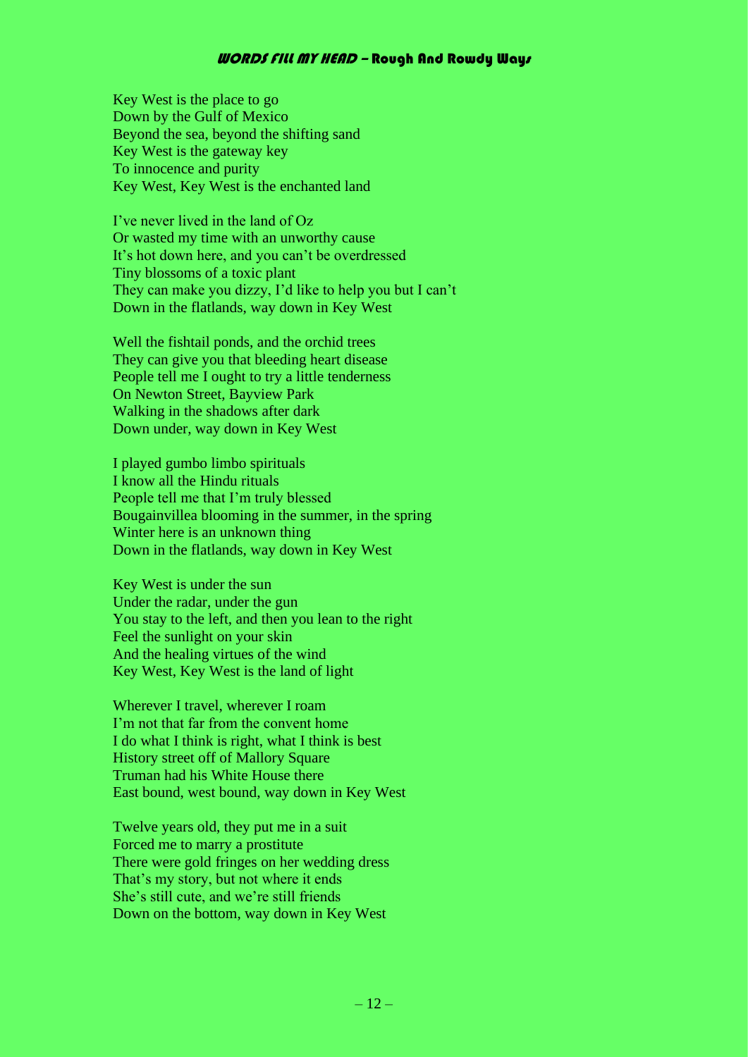Key West is the place to go
Down by the Gulf of Mexico
Beyond the sea, beyond the shifting sand
Key West is the gateway key
To innocence and purity
Key West, Key West is the enchanted land

I've never lived in the land of Oz
Or wasted my time with an unworthy cause
It's hot down here, and you can't be overdressed
Tiny blossoms of a toxic plant
They can make you dizzy, I'd like to help you but I can't
Down in the flatlands, way down in Key West

Well the fishtail ponds, and the orchid trees
They can give you that bleeding heart disease
People tell me I ought to try a little tenderness
On Newton Street, Bayview Park
Walking in the shadows after dark
Down under, way down in Key West

I played gumbo limbo spirituals
I know all the Hindu rituals
People tell me that I'm truly blessed
Bougainvillea blooming in the summer, in the spring
Winter here is an unknown thing
Down in the flatlands, way down in Key West

Key West is under the sun
Under the radar, under the gun
You stay to the left, and then you lean to the right
Feel the sunlight on your skin
And the healing virtues of the wind
Key West, Key West is the land of light

Wherever I travel, wherever I roam
I'm not that far from the convent home
I do what I think is right, what I think is best
History street off of Mallory Square
Truman had his White House there
East bound, west bound, way down in Key West

Twelve years old, they put me in a suit
Forced me to marry a prostitute
There were gold fringes on her wedding dress
That's my story, but not where it ends
She's still cute, and we're still friends
Down on the bottom, way down in Key West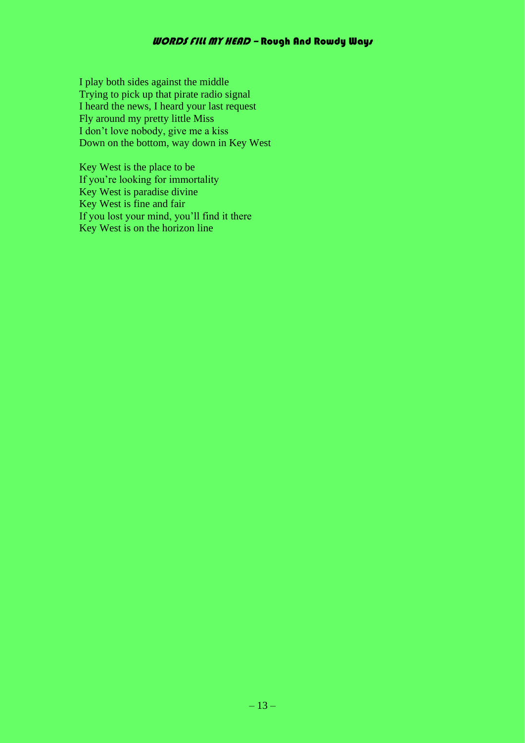I play both sides against the middle
Trying to pick up that pirate radio signal
I heard the news, I heard your last request
Fly around my pretty little Miss
I don't love nobody, give me a kiss
Down on the bottom, way down in Key West

Key West is the place to be
If you're looking for immortality
Key West is paradise divine
Key West is fine and fair
If you lost your mind, you'll find it there
Key West is on the horizon line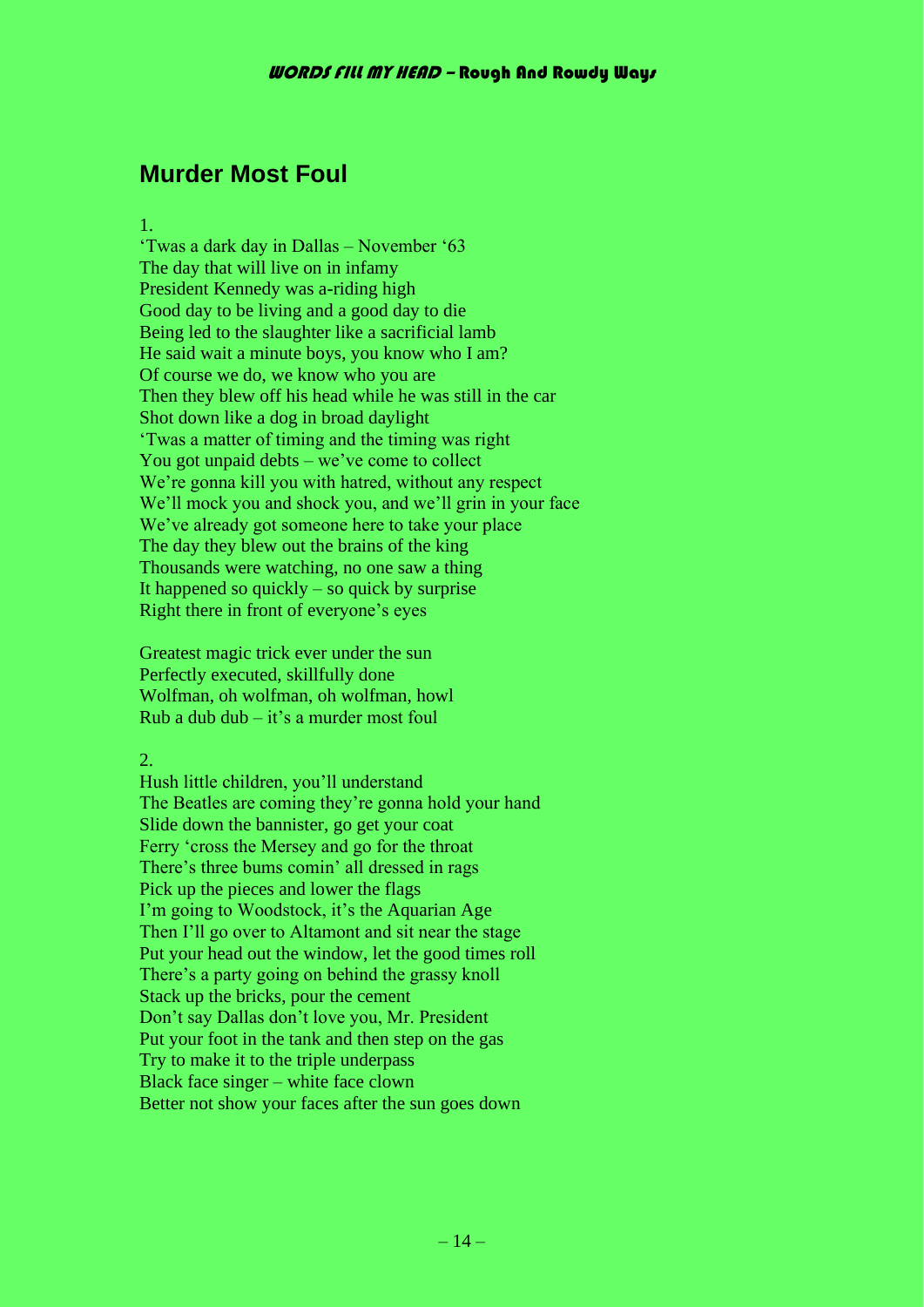## Murder Most Foul

1.
‘Twas a dark day in Dallas – November ‘63
The day that will live on in infamy
President Kennedy was a-riding high
Good day to be living and a good day to die
Being led to the slaughter like a sacrificial lamb
He said wait a minute boys, you know who I am?
Of course we do, we know who you are
Then they blew off his head while he was still in the car
Shot down like a dog in broad daylight
‘Twas a matter of timing and the timing was right
You got unpaid debts – we’ve come to collect
We’re gonna kill you with hatred, without any respect
We’ll mock you and shock you, and we’ll grin in your face
We’ve already got someone here to take your place
The day they blew out the brains of the king
Thousands were watching, no one saw a thing
It happened so quickly – so quick by surprise
Right there in front of everyone’s eyes

Greatest magic trick ever under the sun
Perfectly executed, skillfully done
Wolfman, oh wolfman, oh wolfman, howl
Rub a dub dub – it’s a murder most foul

2.
Hush little children, you’ll understand
The Beatles are coming they’re gonna hold your hand
Slide down the bannister, go get your coat
Ferry ‘cross the Mersey and go for the throat
There’s three bums comin’ all dressed in rags
Pick up the pieces and lower the flags
I’m going to Woodstock, it’s the Aquarian Age
Then I’ll go over to Altamont and sit near the stage
Put your head out the window, let the good times roll
There’s a party going on behind the grassy knoll
Stack up the bricks, pour the cement
Don’t say Dallas don’t love you, Mr. President
Put your foot in the tank and then step on the gas
Try to make it to the triple underpass
Black face singer – white face clown
Better not show your faces after the sun goes down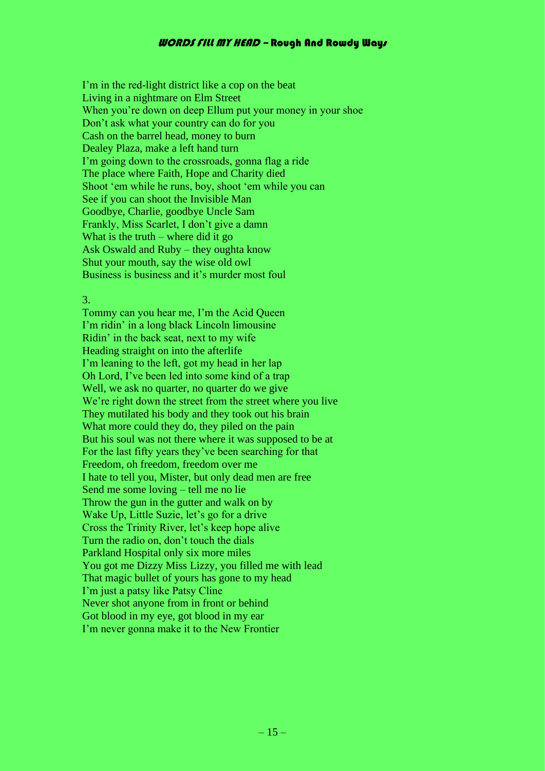I'm in the red-light district like a cop on the beat
Living in a nightmare on Elm Street
When you're down on deep Ellum put your money in your shoe
Don't ask what your country can do for you
Cash on the barrel head, money to burn
Dealey Plaza, make a left hand turn
I'm going down to the crossroads, gonna flag a ride
The place where Faith, Hope and Charity died
Shoot 'em while he runs, boy, shoot 'em while you can
See if you can shoot the Invisible Man
Goodbye, Charlie, goodbye Uncle Sam
Frankly, Miss Scarlet, I don't give a damn
What is the truth – where did it go
Ask Oswald and Ruby – they oughta know
Shut your mouth, say the wise old owl
Business is business and it's murder most foul

3.

Tommy can you hear me, I'm the Acid Queen
I'm ridin' in a long black Lincoln limousine
Ridin' in the back seat, next to my wife
Heading straight on into the afterlife
I'm leaning to the left, got my head in her lap
Oh Lord, I've been led into some kind of a trap
Well, we ask no quarter, no quarter do we give
We're right down the street from the street where you live
They mutilated his body and they took out his brain
What more could they do, they piled on the pain
But his soul was not there where it was supposed to be at
For the last fifty years they've been searching for that
Freedom, oh freedom, freedom over me
I hate to tell you, Mister, but only dead men are free
Send me some loving – tell me no lie
Throw the gun in the gutter and walk on by
Wake Up, Little Suzie, let's go for a drive
Cross the Trinity River, let's keep hope alive
Turn the radio on, don't touch the dials
Parkland Hospital only six more miles
You got me Dizzy Miss Lizzy, you filled me with lead
That magic bullet of yours has gone to my head
I'm just a patsy like Patsy Cline
Never shot anyone from in front or behind
Got blood in my eye, got blood in my ear
I'm never gonna make it to the New Frontier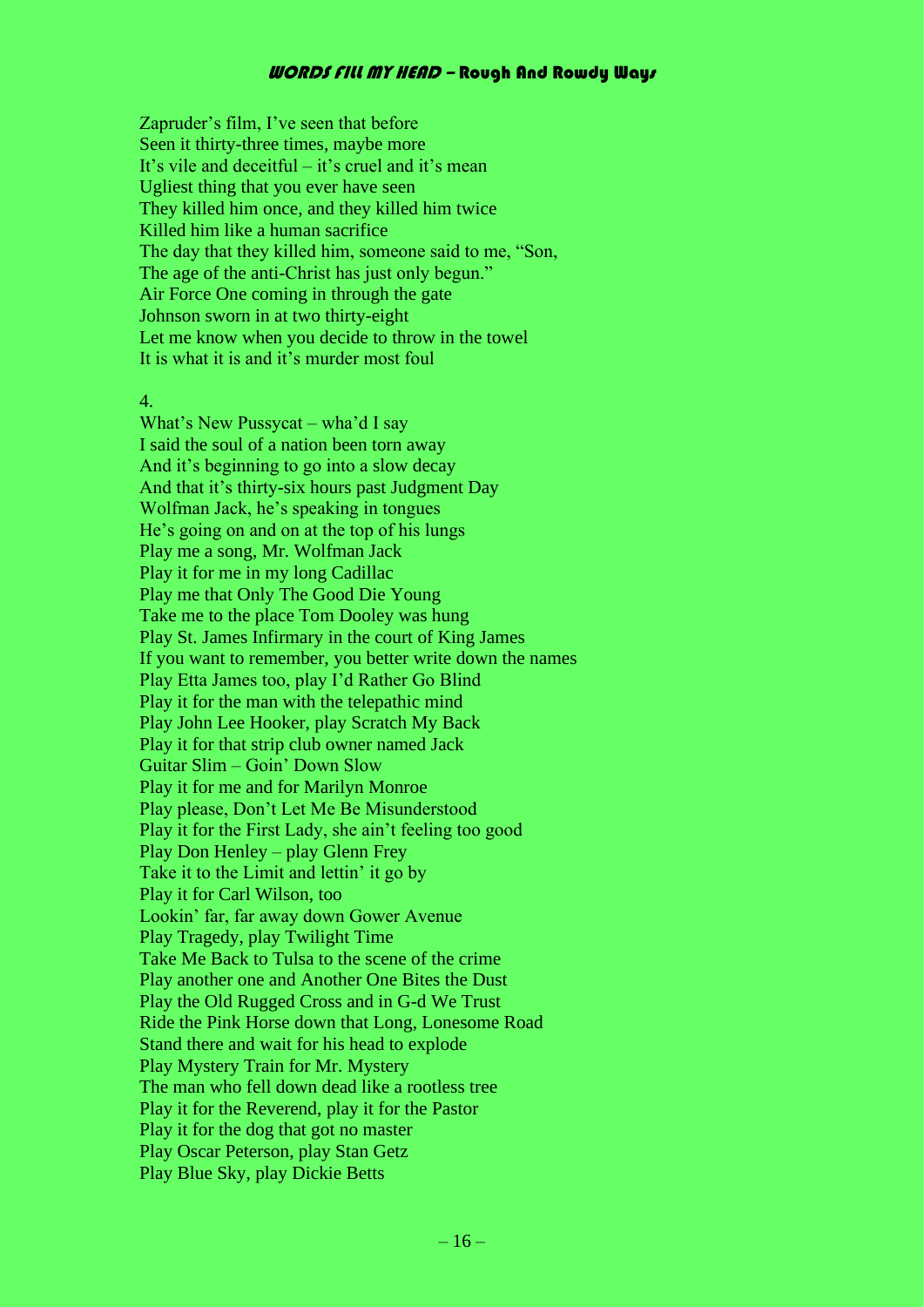Zapruder's film, I've seen that before
Seen it thirty-three times, maybe more
It's vile and deceitful – it's cruel and it's mean
Ugliest thing that you ever have seen
They killed him once, and they killed him twice
Killed him like a human sacrifice
The day that they killed him, someone said to me, "Son,
The age of the anti-Christ has just only begun."
Air Force One coming in through the gate
Johnson sworn in at two thirty-eight
Let me know when you decide to throw in the towel
It is what it is and it's murder most foul

4.

What's New Pussycat – wha'd I say
I said the soul of a nation been torn away
And it's beginning to go into a slow decay
And that it's thirty-six hours past Judgment Day
Wolfman Jack, he's speaking in tongues
He's going on and on at the top of his lungs
Play me a song, Mr. Wolfman Jack
Play it for me in my long Cadillac
Play me that Only The Good Die Young
Take me to the place Tom Dooley was hung
Play St. James Infirmary in the court of King James
If you want to remember, you better write down the names
Play Etta James too, play I'd Rather Go Blind
Play it for the man with the telepathic mind
Play John Lee Hooker, play Scratch My Back
Play it for that strip club owner named Jack
Guitar Slim – Goin' Down Slow
Play it for me and for Marilyn Monroe
Play please, Don't Let Me Be Misunderstood
Play it for the First Lady, she ain't feeling too good
Play Don Henley – play Glenn Frey
Take it to the Limit and lettin' it go by
Play it for Carl Wilson, too
Lookin' far, far away down Gower Avenue
Play Tragedy, play Twilight Time
Take Me Back to Tulsa to the scene of the crime
Play another one and Another One Bites the Dust
Play the Old Rugged Cross and in G-d We Trust
Ride the Pink Horse down that Long, Lonesome Road
Stand there and wait for his head to explode
Play Mystery Train for Mr. Mystery
The man who fell down dead like a rootless tree
Play it for the Reverend, play it for the Pastor
Play it for the dog that got no master
Play Oscar Peterson, play Stan Getz
Play Blue Sky, play Dickie Betts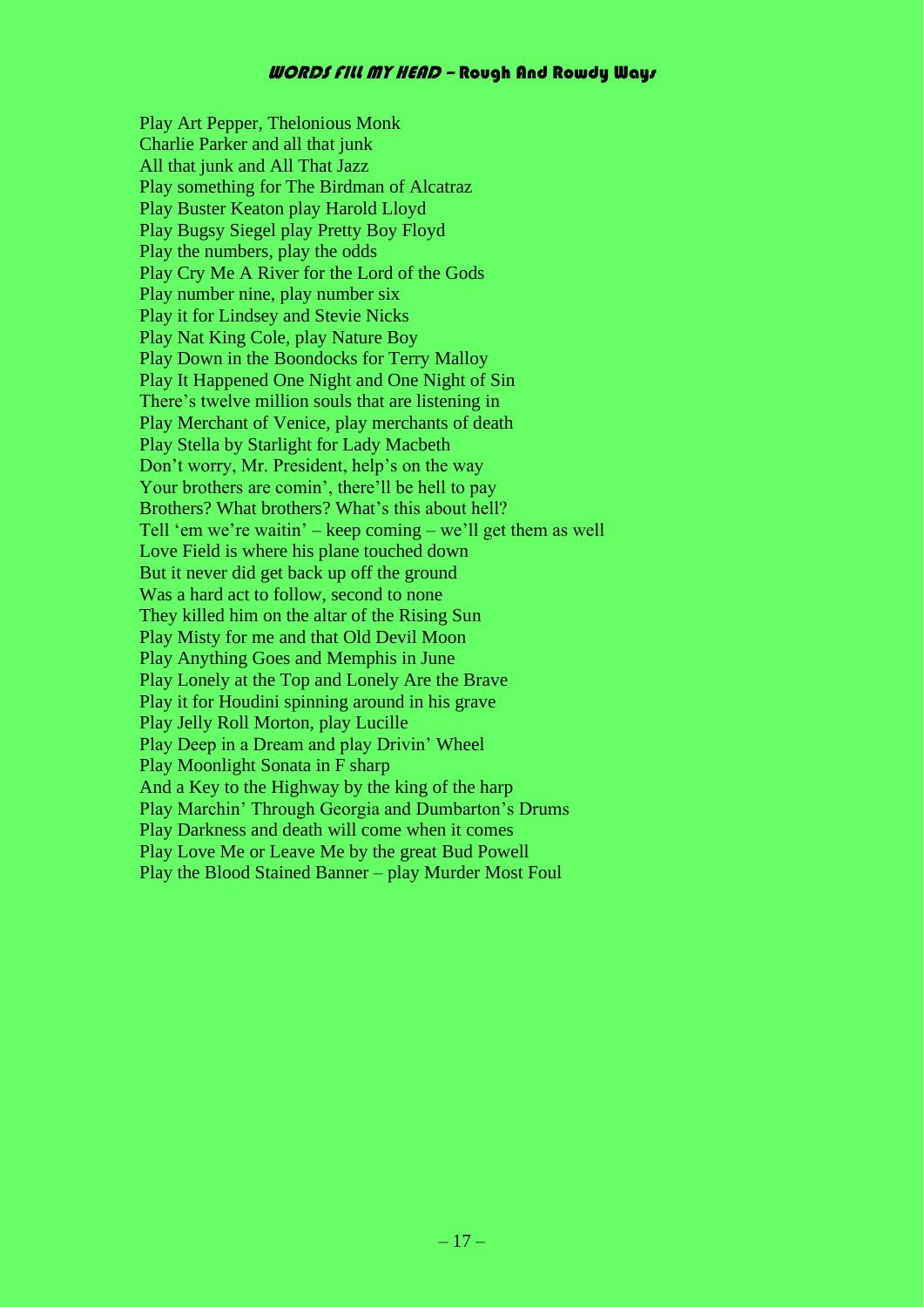Play Art Pepper, Thelonious Monk
Charlie Parker and all that junk
All that junk and All That Jazz
Play something for The Birdman of Alcatraz
Play Buster Keaton play Harold Lloyd
Play Bugsy Siegel play Pretty Boy Floyd
Play the numbers, play the odds
Play Cry Me A River for the Lord of the Gods
Play number nine, play number six
Play it for Lindsey and Stevie Nicks
Play Nat King Cole, play Nature Boy
Play Down in the Boondocks for Terry Malloy
Play It Happened One Night and One Night of Sin
There's twelve million souls that are listening in
Play Merchant of Venice, play merchants of death
Play Stella by Starlight for Lady Macbeth
Don't worry, Mr. President, help's on the way
Your brothers are comin', there'll be hell to pay
Brothers? What brothers? What's this about hell?
Tell 'em we're waitin' – keep coming – we'll get them as well
Love Field is where his plane touched down
But it never did get back up off the ground
Was a hard act to follow, second to none
They killed him on the altar of the Rising Sun
Play Misty for me and that Old Devil Moon
Play Anything Goes and Memphis in June
Play Lonely at the Top and Lonely Are the Brave
Play it for Houdini spinning around in his grave
Play Jelly Roll Morton, play Lucille
Play Deep in a Dream and play Drivin' Wheel
Play Moonlight Sonata in F sharp
And a Key to the Highway by the king of the harp
Play Marchin' Through Georgia and Dumbarton's Drums
Play Darkness and death will come when it comes
Play Love Me or Leave Me by the great Bud Powell
Play the Blood Stained Banner – play Murder Most Foul